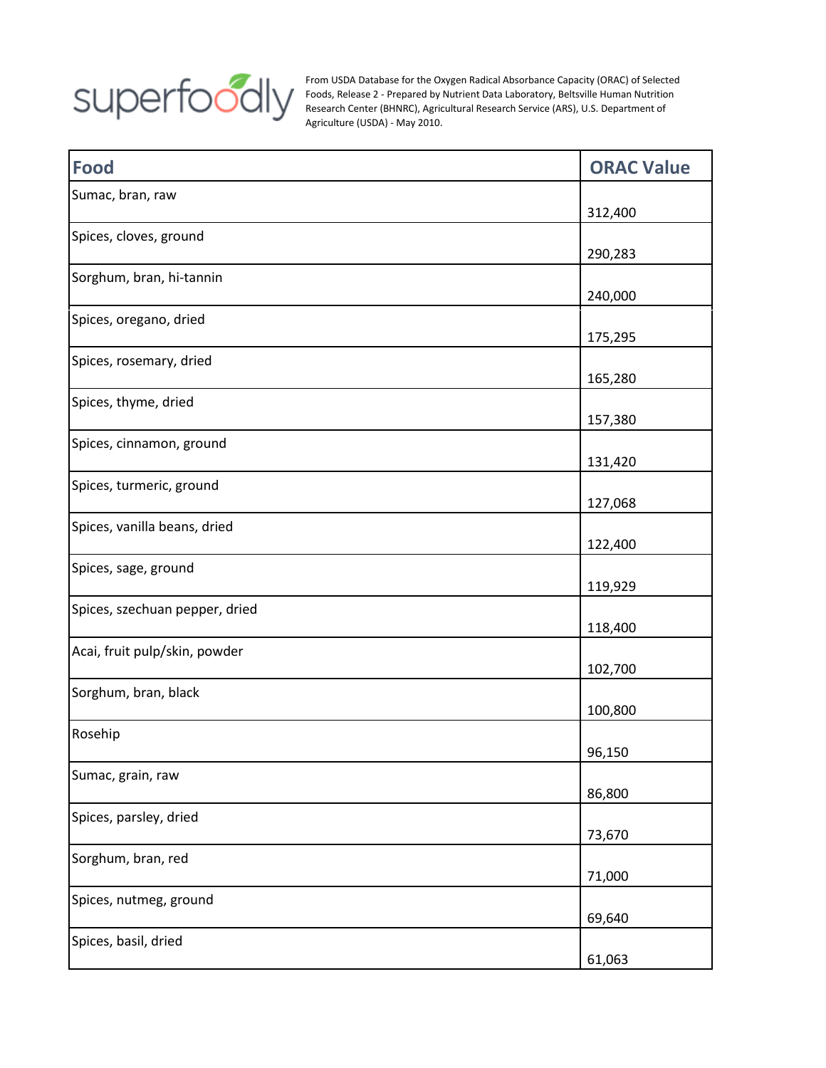superfoodly

From USDA Database for the Oxygen Radical Absorbance Capacity (ORAC) of Selected Foods, Release 2 - Prepared by Nutrient Data Laboratory, Beltsville Human Nutrition Research Center (BHNRC), Agricultural Research Service (ARS), U.S. Department of Agriculture (USDA) - May 2010.

| Food | ORAC Value |
|---|---|
| Sumac, bran, raw | 312,400 |
| Spices, cloves, ground | 290,283 |
| Sorghum, bran, hi-tannin | 240,000 |
| Spices, oregano, dried | 175,295 |
| Spices, rosemary, dried | 165,280 |
| Spices, thyme, dried | 157,380 |
| Spices, cinnamon, ground | 131,420 |
| Spices, turmeric, ground | 127,068 |
| Spices, vanilla beans, dried | 122,400 |
| Spices, sage, ground | 119,929 |
| Spices, szechuan pepper, dried | 118,400 |
| Acai, fruit pulp/skin, powder | 102,700 |
| Sorghum, bran, black | 100,800 |
| Rosehip | 96,150 |
| Sumac, grain, raw | 86,800 |
| Spices, parsley, dried | 73,670 |
| Sorghum, bran, red | 71,000 |
| Spices, nutmeg, ground | 69,640 |
| Spices, basil, dried | 61,063 |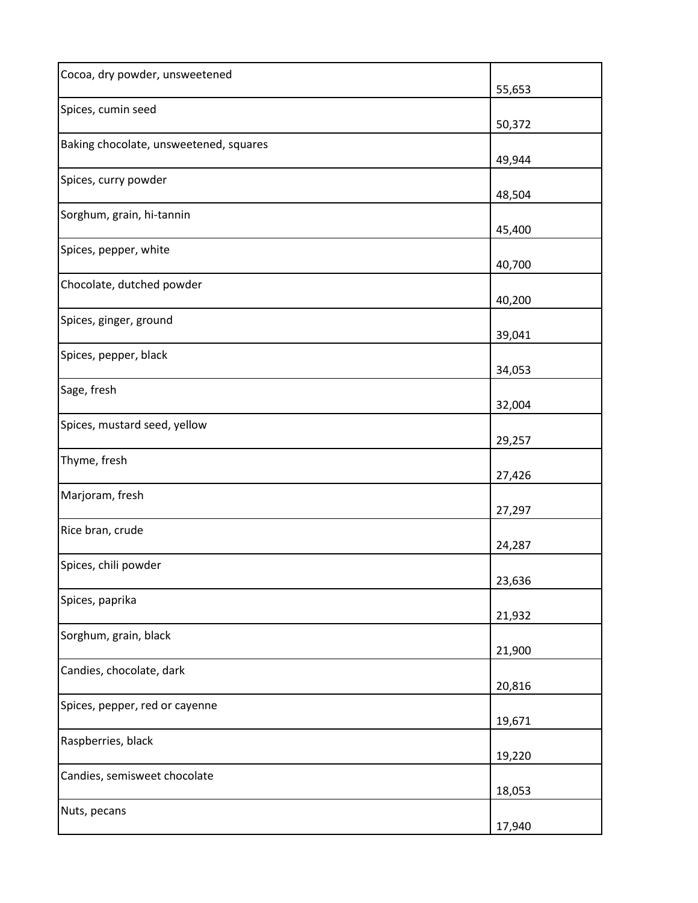| Cocoa, dry powder, unsweetened | 55,653 |
| --- | --- |
| Spices, cumin seed | 50,372 |
| Baking chocolate, unsweetened, squares | 49,944 |
| Spices, curry powder | 48,504 |
| Sorghum, grain, hi-tannin | 45,400 |
| Spices, pepper, white | 40,700 |
| Chocolate, dutched powder | 40,200 |
| Spices, ginger, ground | 39,041 |
| Spices, pepper, black | 34,053 |
| Sage, fresh | 32,004 |
| Spices, mustard seed, yellow | 29,257 |
| Thyme, fresh | 27,426 |
| Marjoram, fresh | 27,297 |
| Rice bran, crude | 24,287 |
| Spices, chili powder | 23,636 |
| Spices, paprika | 21,932 |
| Sorghum, grain, black | 21,900 |
| Candies, chocolate, dark | 20,816 |
| Spices, pepper, red or cayenne | 19,671 |
| Raspberries, black | 19,220 |
| Candies, semisweet chocolate | 18,053 |
| Nuts, pecans | 17,940 |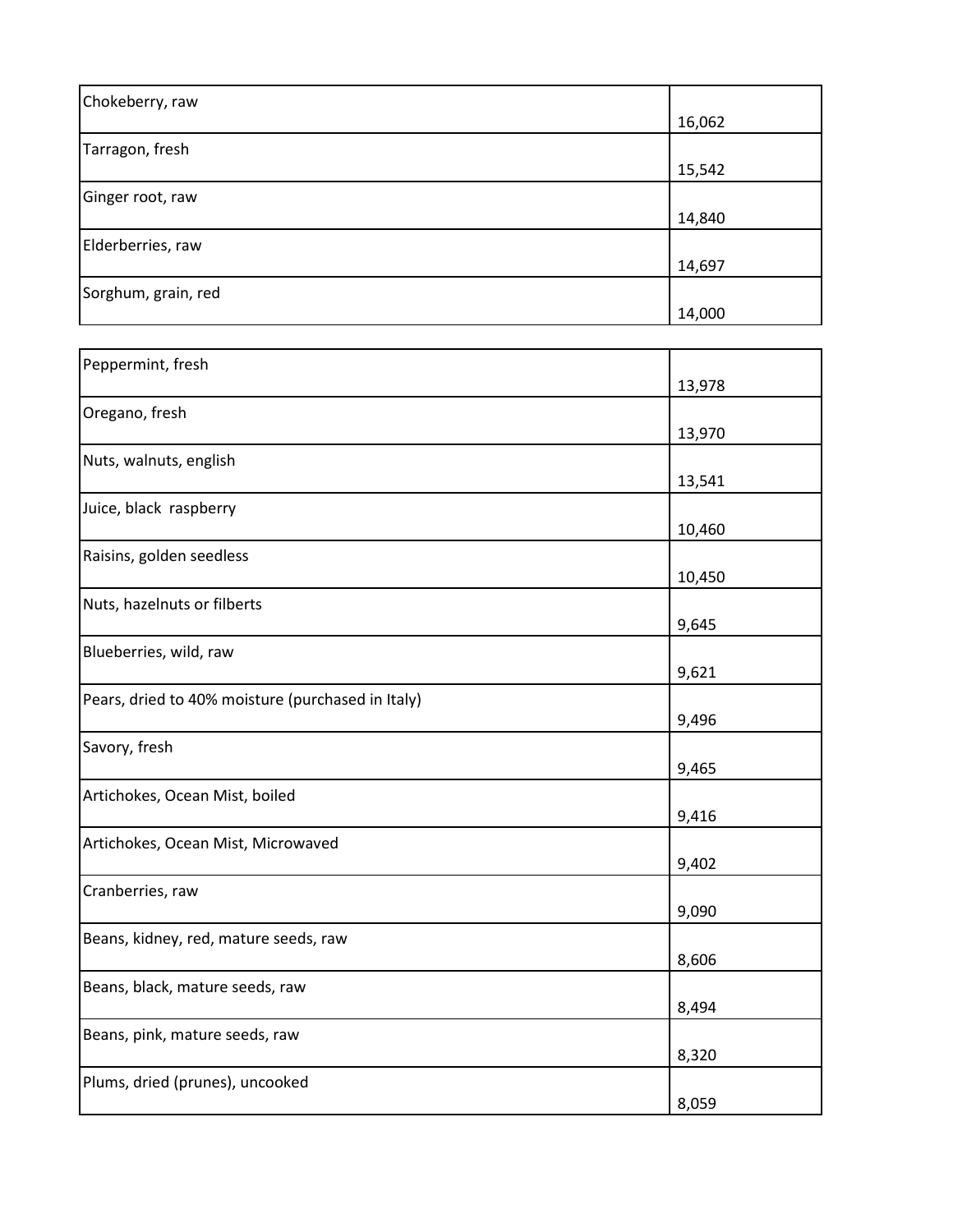| | |
|---|---|
| Chokeberry, raw | 16,062 |
| Tarragon, fresh | 15,542 |
| Ginger root, raw | 14,840 |
| Elderberries, raw | 14,697 |
| Sorghum, grain, red | 14,000 |
| Peppermint, fresh | 13,978 |
| Oregano, fresh | 13,970 |
| Nuts, walnuts, english | 13,541 |
| Juice, black raspberry | 10,460 |
| Raisins, golden seedless | 10,450 |
| Nuts, hazelnuts or filberts | 9,645 |
| Blueberries, wild, raw | 9,621 |
| Pears, dried to 40% moisture (purchased in Italy) | 9,496 |
| Savory, fresh | 9,465 |
| Artichokes, Ocean Mist, boiled | 9,416 |
| Artichokes, Ocean Mist, Microwaved | 9,402 |
| Cranberries, raw | 9,090 |
| Beans, kidney, red, mature seeds, raw | 8,606 |
| Beans, black, mature seeds, raw | 8,494 |
| Beans, pink, mature seeds, raw | 8,320 |
| Plums, dried (prunes), uncooked | 8,059 |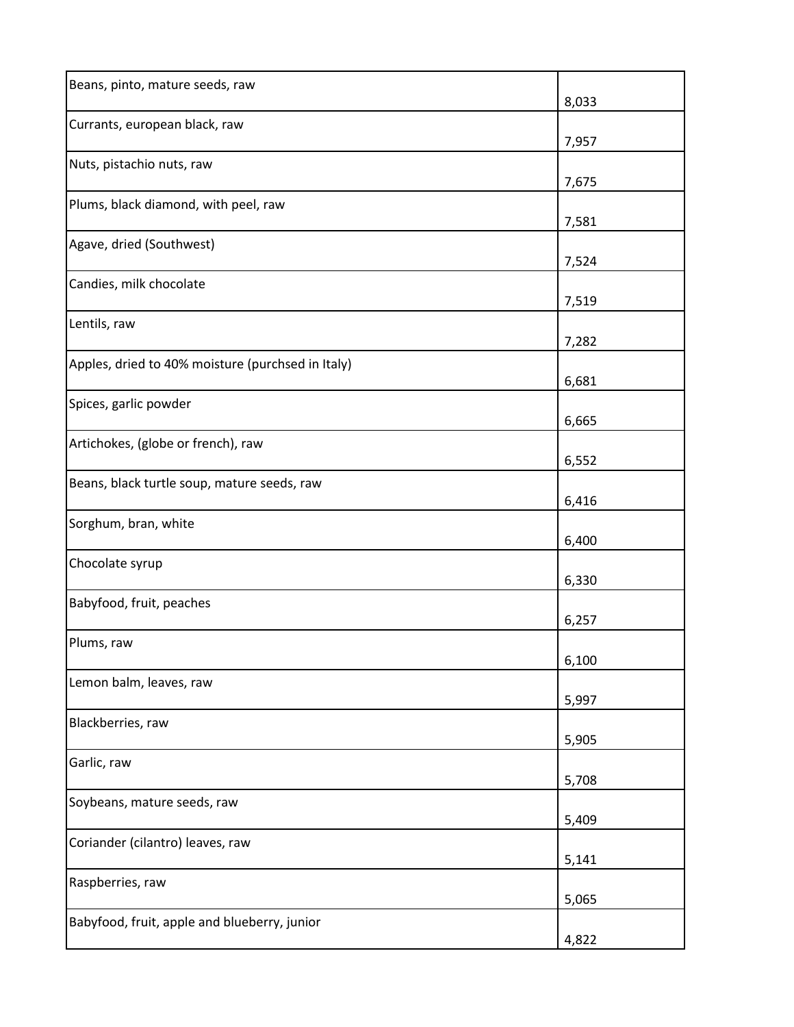| | |
|---|---|
| Beans, pinto, mature seeds, raw | 8,033 |
| Currants, european black, raw | 7,957 |
| Nuts, pistachio nuts, raw | 7,675 |
| Plums, black diamond, with peel, raw | 7,581 |
| Agave, dried (Southwest) | 7,524 |
| Candies, milk chocolate | 7,519 |
| Lentils, raw | 7,282 |
| Apples, dried to 40% moisture (purchsed in Italy) | 6,681 |
| Spices, garlic powder | 6,665 |
| Artichokes, (globe or french), raw | 6,552 |
| Beans, black turtle soup, mature seeds, raw | 6,416 |
| Sorghum, bran, white | 6,400 |
| Chocolate syrup | 6,330 |
| Babyfood, fruit, peaches | 6,257 |
| Plums, raw | 6,100 |
| Lemon balm, leaves, raw | 5,997 |
| Blackberries, raw | 5,905 |
| Garlic, raw | 5,708 |
| Soybeans, mature seeds, raw | 5,409 |
| Coriander (cilantro) leaves, raw | 5,141 |
| Raspberries, raw | 5,065 |
| Babyfood, fruit, apple and blueberry, junior | 4,822 |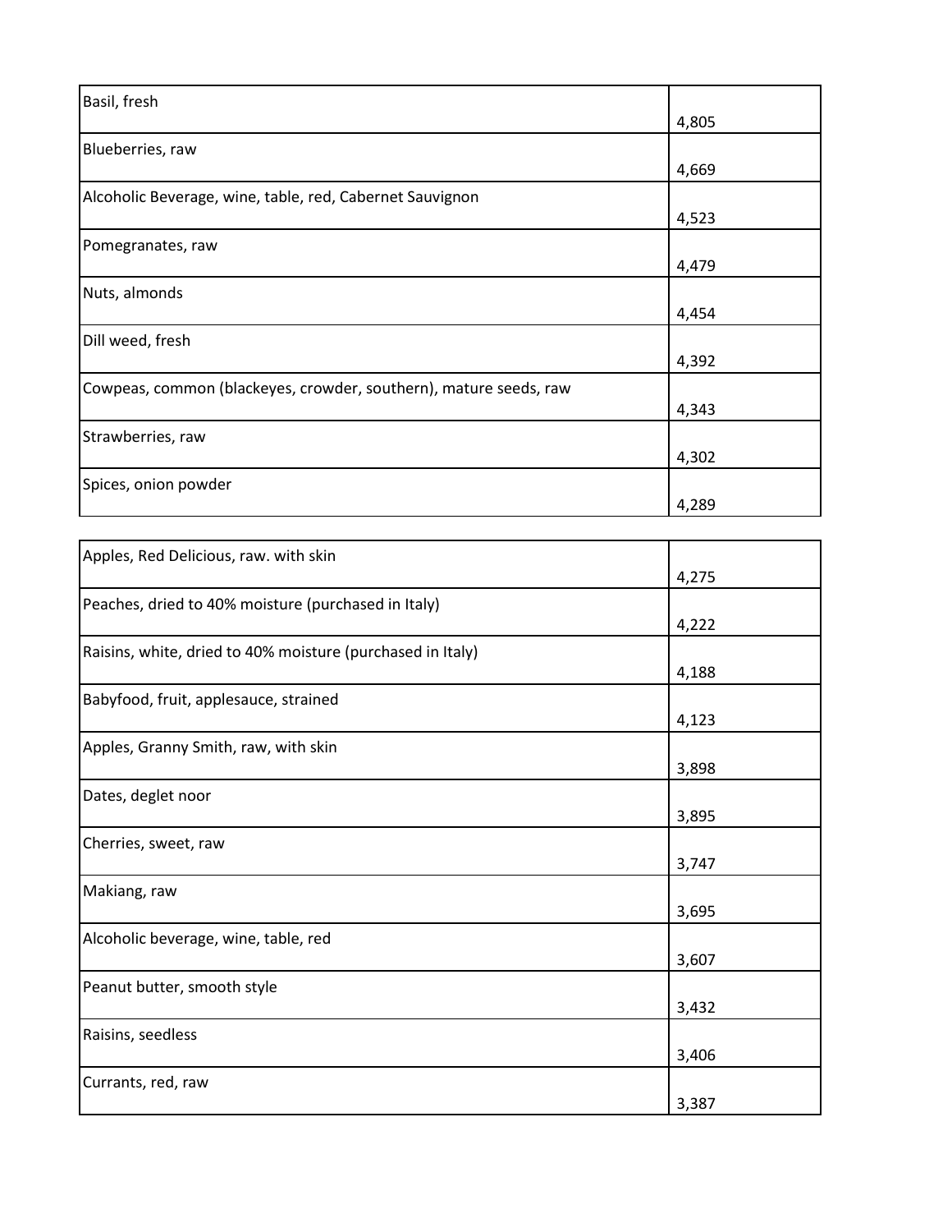| | |
|---|---|
| Basil, fresh | 4,805 |
| Blueberries, raw | 4,669 |
| Alcoholic Beverage, wine, table, red, Cabernet Sauvignon | 4,523 |
| Pomegranates, raw | 4,479 |
| Nuts, almonds | 4,454 |
| Dill weed, fresh | 4,392 |
| Cowpeas, common (blackeyes, crowder, southern), mature seeds, raw | 4,343 |
| Strawberries, raw | 4,302 |
| Spices, onion powder | 4,289 |
| Apples, Red Delicious, raw. with skin | 4,275 |
| Peaches, dried to 40% moisture (purchased in Italy) | 4,222 |
| Raisins, white, dried to 40% moisture (purchased in Italy) | 4,188 |
| Babyfood, fruit, applesauce, strained | 4,123 |
| Apples, Granny Smith, raw, with skin | 3,898 |
| Dates, deglet noor | 3,895 |
| Cherries, sweet, raw | 3,747 |
| Makiang, raw | 3,695 |
| Alcoholic beverage, wine, table, red | 3,607 |
| Peanut butter, smooth style | 3,432 |
| Raisins, seedless | 3,406 |
| Currants, red, raw | 3,387 |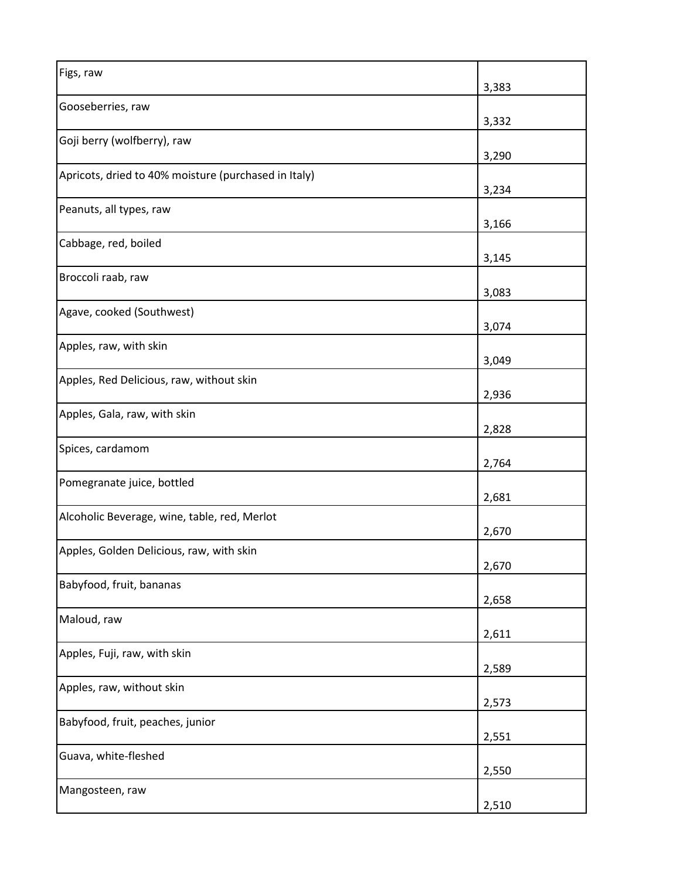| | |
|---|---|
| Figs, raw | 3,383 |
| Gooseberries, raw | 3,332 |
| Goji berry (wolfberry), raw | 3,290 |
| Apricots, dried to 40% moisture (purchased in Italy) | 3,234 |
| Peanuts, all types, raw | 3,166 |
| Cabbage, red, boiled | 3,145 |
| Broccoli raab, raw | 3,083 |
| Agave, cooked (Southwest) | 3,074 |
| Apples, raw, with skin | 3,049 |
| Apples, Red Delicious, raw, without skin | 2,936 |
| Apples, Gala, raw, with skin | 2,828 |
| Spices, cardamom | 2,764 |
| Pomegranate juice, bottled | 2,681 |
| Alcoholic Beverage, wine, table, red, Merlot | 2,670 |
| Apples, Golden Delicious, raw, with skin | 2,670 |
| Babyfood, fruit, bananas | 2,658 |
| Maloud, raw | 2,611 |
| Apples, Fuji, raw, with skin | 2,589 |
| Apples, raw, without skin | 2,573 |
| Babyfood, fruit, peaches, junior | 2,551 |
| Guava, white-fleshed | 2,550 |
| Mangosteen, raw | 2,510 |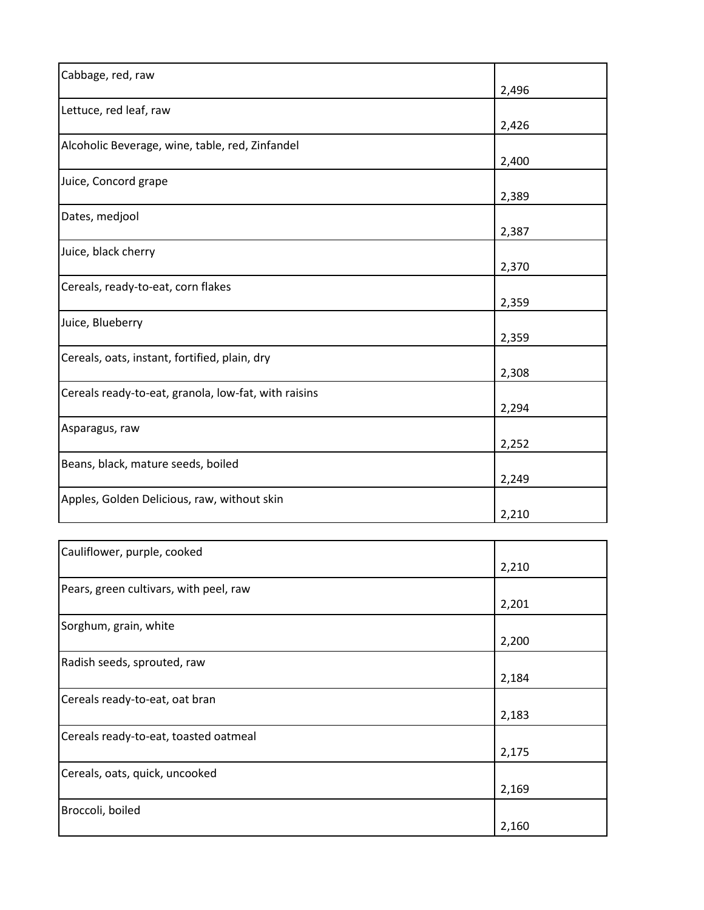| | |
|---|---|
| Cabbage, red, raw | 2,496 |
| Lettuce, red leaf, raw | 2,426 |
| Alcoholic Beverage, wine, table, red, Zinfandel | 2,400 |
| Juice, Concord grape | 2,389 |
| Dates, medjool | 2,387 |
| Juice, black cherry | 2,370 |
| Cereals, ready-to-eat, corn flakes | 2,359 |
| Juice, Blueberry | 2,359 |
| Cereals, oats, instant, fortified, plain, dry | 2,308 |
| Cereals ready-to-eat, granola, low-fat, with raisins | 2,294 |
| Asparagus, raw | 2,252 |
| Beans, black, mature seeds, boiled | 2,249 |
| Apples, Golden Delicious, raw, without skin | 2,210 |
| Cauliflower, purple, cooked | 2,210 |
| Pears, green cultivars, with peel, raw | 2,201 |
| Sorghum, grain, white | 2,200 |
| Radish seeds, sprouted, raw | 2,184 |
| Cereals ready-to-eat, oat bran | 2,183 |
| Cereals ready-to-eat, toasted oatmeal | 2,175 |
| Cereals, oats, quick, uncooked | 2,169 |
| Broccoli, boiled | 2,160 |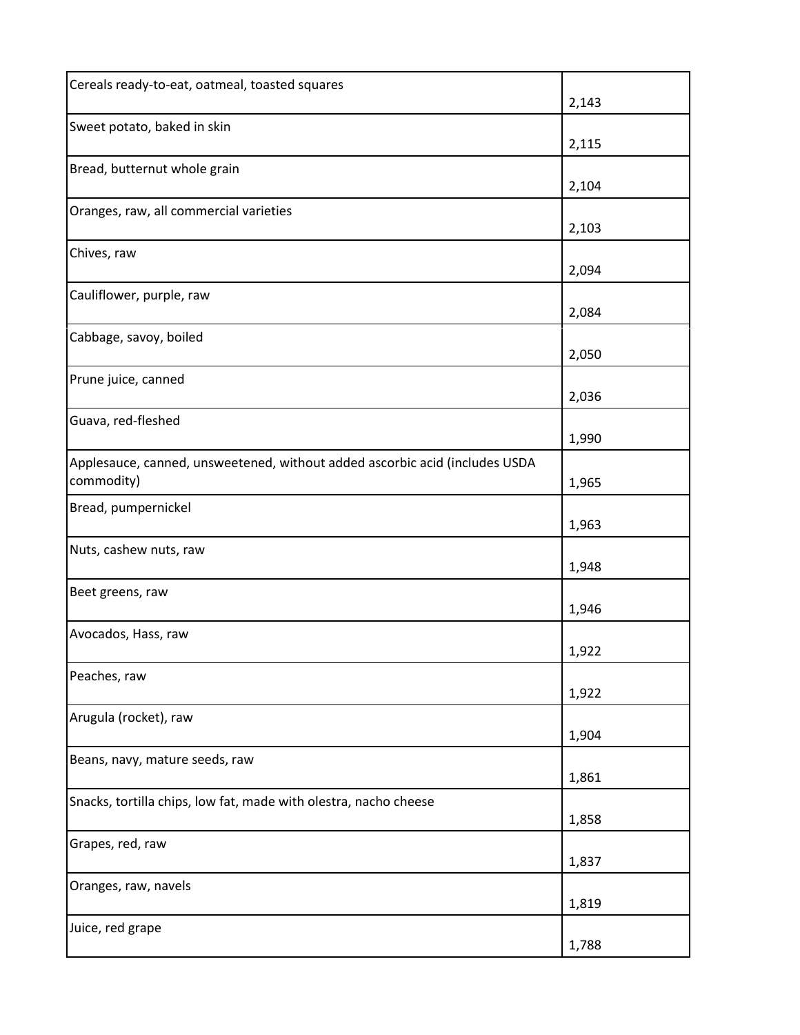| | |
|---|---|
| Cereals ready-to-eat, oatmeal, toasted squares | 2,143 |
| Sweet potato, baked in skin | 2,115 |
| Bread, butternut whole grain | 2,104 |
| Oranges, raw, all commercial varieties | 2,103 |
| Chives, raw | 2,094 |
| Cauliflower, purple, raw | 2,084 |
| Cabbage, savoy, boiled | 2,050 |
| Prune juice, canned | 2,036 |
| Guava, red-fleshed | 1,990 |
| Applesauce, canned, unsweetened, without added ascorbic acid (includes USDA commodity) | 1,965 |
| Bread, pumpernickel | 1,963 |
| Nuts, cashew nuts, raw | 1,948 |
| Beet greens, raw | 1,946 |
| Avocados, Hass, raw | 1,922 |
| Peaches, raw | 1,922 |
| Arugula (rocket), raw | 1,904 |
| Beans, navy, mature seeds, raw | 1,861 |
| Snacks, tortilla chips, low fat, made with olestra, nacho cheese | 1,858 |
| Grapes, red, raw | 1,837 |
| Oranges, raw, navels | 1,819 |
| Juice, red grape | 1,788 |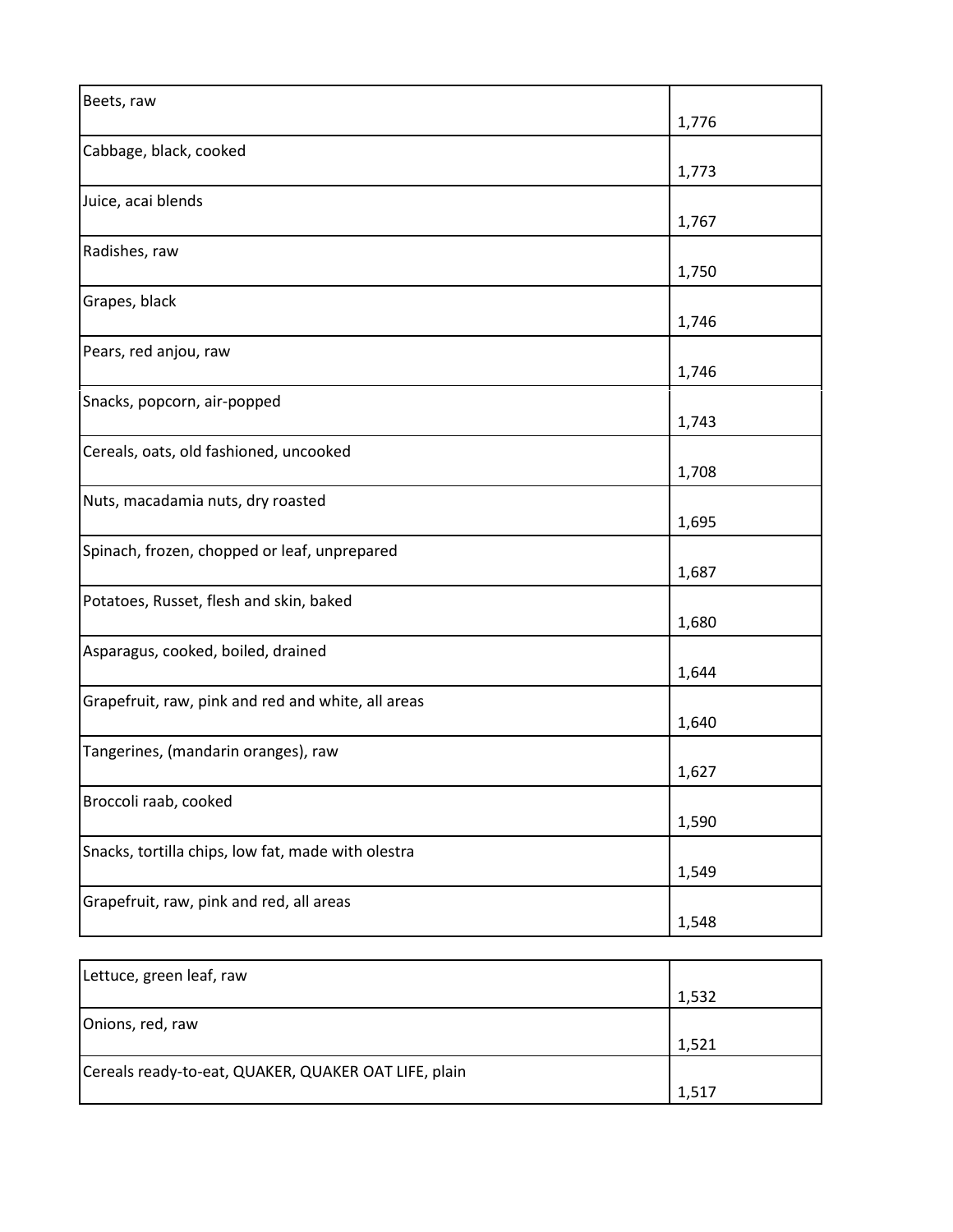| | |
|---|---|
| Beets, raw | 1,776 |
| Cabbage, black, cooked | 1,773 |
| Juice, acai blends | 1,767 |
| Radishes, raw | 1,750 |
| Grapes, black | 1,746 |
| Pears, red anjou, raw | 1,746 |
| Snacks, popcorn, air-popped | 1,743 |
| Cereals, oats, old fashioned, uncooked | 1,708 |
| Nuts, macadamia nuts, dry roasted | 1,695 |
| Spinach, frozen, chopped or leaf, unprepared | 1,687 |
| Potatoes, Russet, flesh and skin, baked | 1,680 |
| Asparagus, cooked, boiled, drained | 1,644 |
| Grapefruit, raw, pink and red and white, all areas | 1,640 |
| Tangerines, (mandarin oranges), raw | 1,627 |
| Broccoli raab, cooked | 1,590 |
| Snacks, tortilla chips, low fat, made with olestra | 1,549 |
| Grapefruit, raw, pink and red, all areas | 1,548 |
| Lettuce, green leaf, raw | 1,532 |
| Onions, red, raw | 1,521 |
| Cereals ready-to-eat, QUAKER, QUAKER OAT LIFE, plain | 1,517 |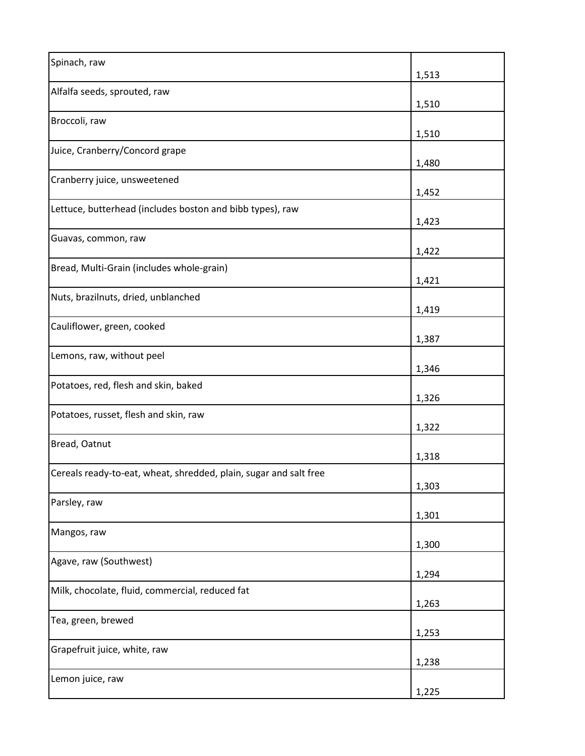| | |
|---|---|
| Spinach, raw | 1,513 |
| Alfalfa seeds, sprouted, raw | 1,510 |
| Broccoli, raw | 1,510 |
| Juice, Cranberry/Concord grape | 1,480 |
| Cranberry juice, unsweetened | 1,452 |
| Lettuce, butterhead (includes boston and bibb types), raw | 1,423 |
| Guavas, common, raw | 1,422 |
| Bread, Multi-Grain (includes whole-grain) | 1,421 |
| Nuts, brazilnuts, dried, unblanched | 1,419 |
| Cauliflower, green, cooked | 1,387 |
| Lemons, raw, without peel | 1,346 |
| Potatoes, red, flesh and skin, baked | 1,326 |
| Potatoes, russet, flesh and skin, raw | 1,322 |
| Bread, Oatnut | 1,318 |
| Cereals ready-to-eat, wheat, shredded, plain, sugar and salt free | 1,303 |
| Parsley, raw | 1,301 |
| Mangos, raw | 1,300 |
| Agave, raw (Southwest) | 1,294 |
| Milk, chocolate, fluid, commercial, reduced fat | 1,263 |
| Tea, green, brewed | 1,253 |
| Grapefruit juice, white, raw | 1,238 |
| Lemon juice, raw | 1,225 |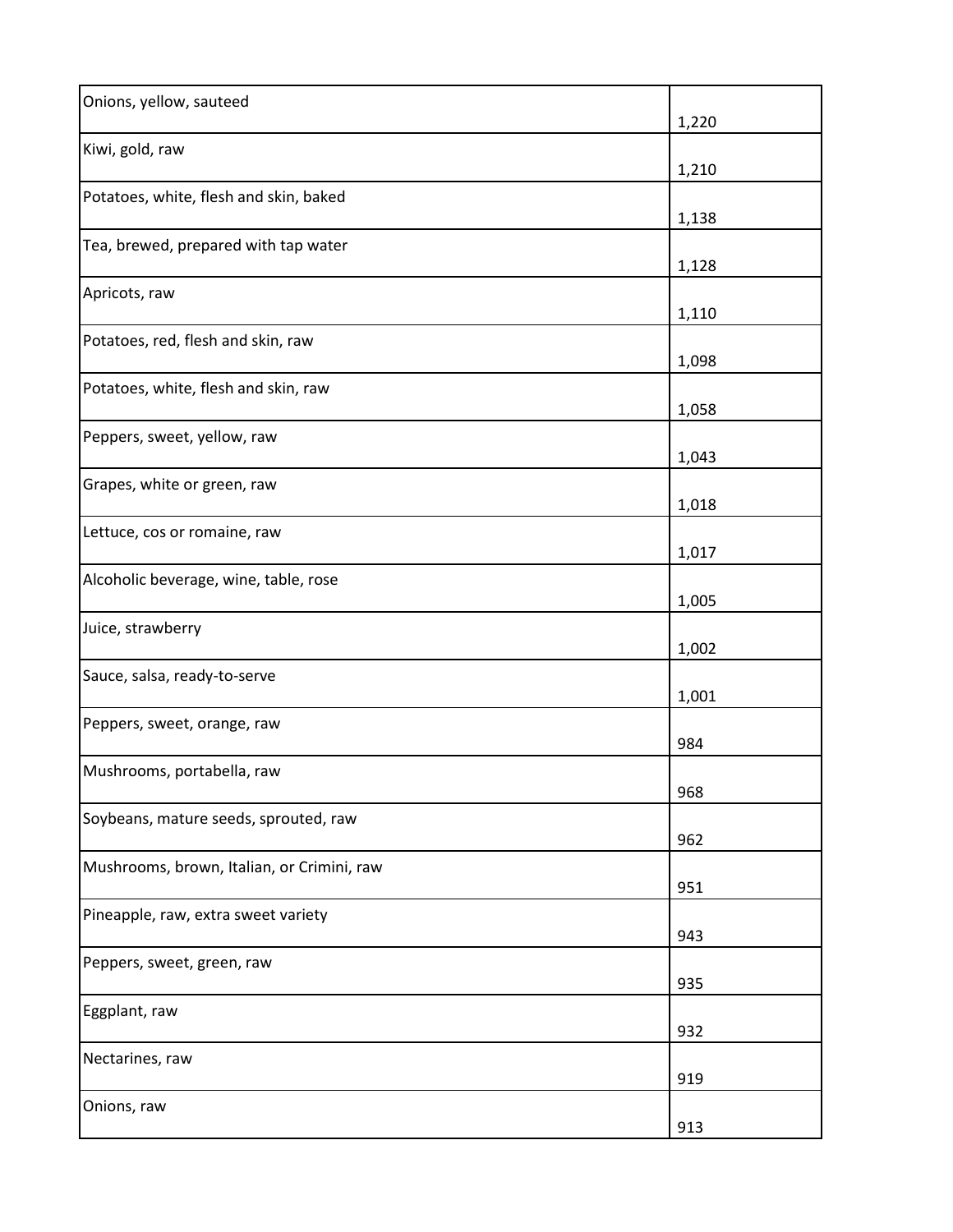| | |
|---|---|
| Onions, yellow, sauteed | 1,220 |
| Kiwi, gold, raw | 1,210 |
| Potatoes, white, flesh and skin, baked | 1,138 |
| Tea, brewed, prepared with tap water | 1,128 |
| Apricots, raw | 1,110 |
| Potatoes, red, flesh and skin, raw | 1,098 |
| Potatoes, white, flesh and skin, raw | 1,058 |
| Peppers, sweet, yellow, raw | 1,043 |
| Grapes, white or green, raw | 1,018 |
| Lettuce, cos or romaine, raw | 1,017 |
| Alcoholic beverage, wine, table, rose | 1,005 |
| Juice, strawberry | 1,002 |
| Sauce, salsa, ready-to-serve | 1,001 |
| Peppers, sweet, orange, raw | 984 |
| Mushrooms, portabella, raw | 968 |
| Soybeans, mature seeds, sprouted, raw | 962 |
| Mushrooms, brown, Italian, or Crimini, raw | 951 |
| Pineapple, raw, extra sweet variety | 943 |
| Peppers, sweet, green, raw | 935 |
| Eggplant, raw | 932 |
| Nectarines, raw | 919 |
| Onions, raw | 913 |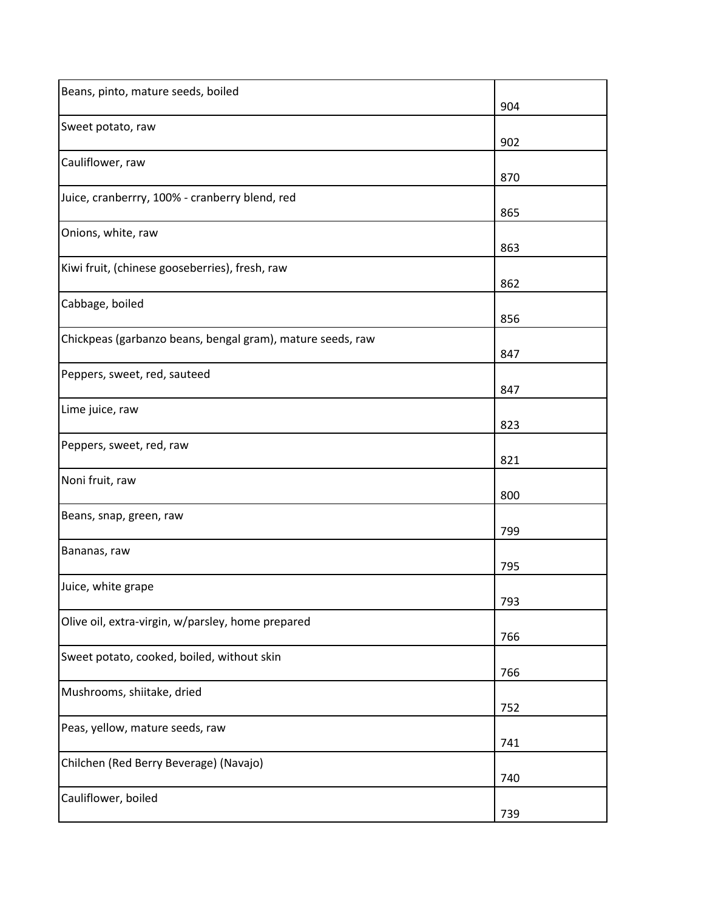| | |
|---|---|
| Beans, pinto, mature seeds, boiled | 904 |
| Sweet potato, raw | 902 |
| Cauliflower, raw | 870 |
| Juice, cranberrry, 100% - cranberry blend, red | 865 |
| Onions, white, raw | 863 |
| Kiwi fruit, (chinese gooseberries), fresh, raw | 862 |
| Cabbage, boiled | 856 |
| Chickpeas (garbanzo beans, bengal gram), mature seeds, raw | 847 |
| Peppers, sweet, red, sauteed | 847 |
| Lime juice, raw | 823 |
| Peppers, sweet, red, raw | 821 |
| Noni fruit, raw | 800 |
| Beans, snap, green, raw | 799 |
| Bananas, raw | 795 |
| Juice, white grape | 793 |
| Olive oil, extra-virgin, w/parsley, home prepared | 766 |
| Sweet potato, cooked, boiled, without skin | 766 |
| Mushrooms, shiitake, dried | 752 |
| Peas, yellow, mature seeds, raw | 741 |
| Chilchen (Red Berry Beverage) (Navajo) | 740 |
| Cauliflower, boiled | 739 |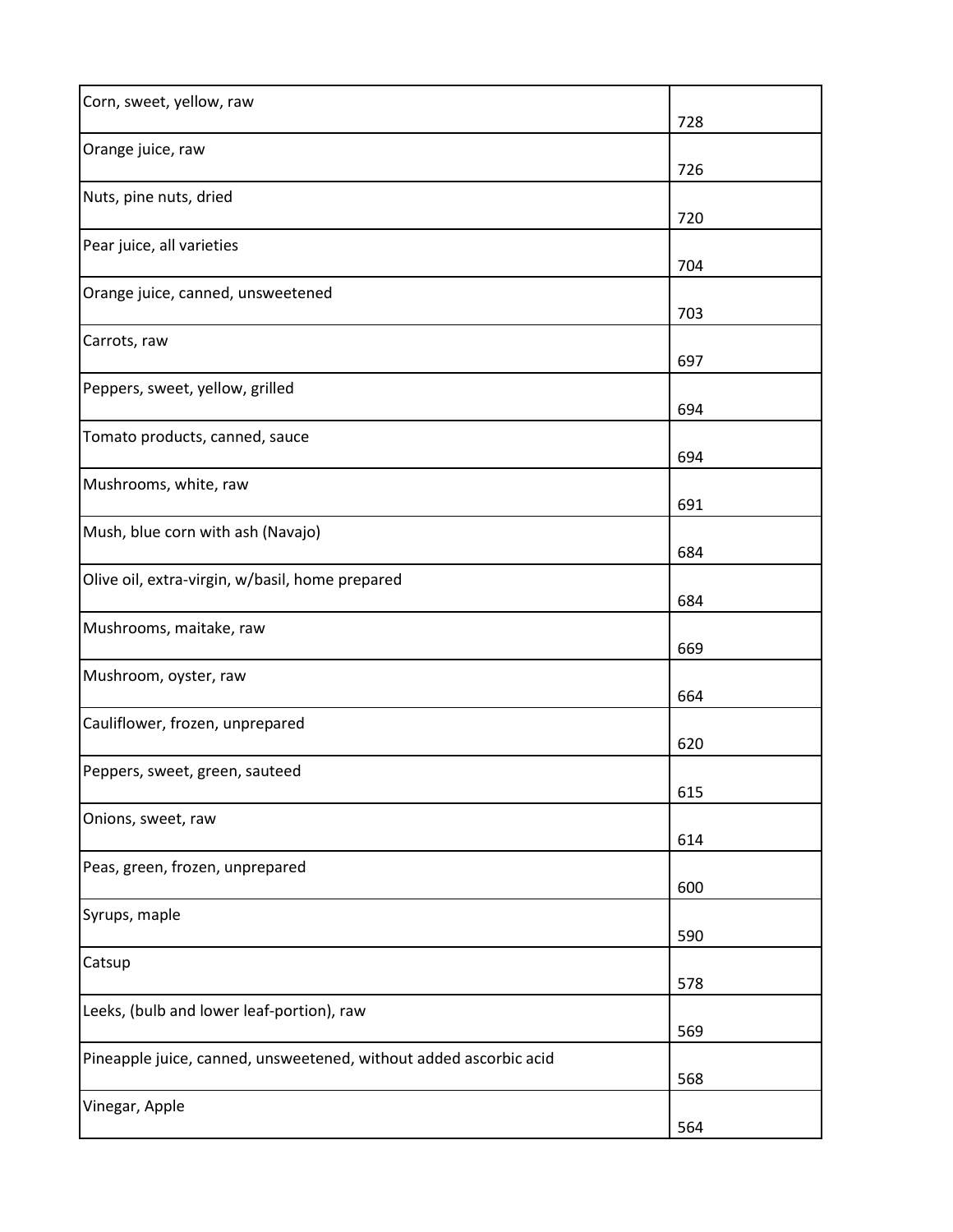| | |
|---|---|
| Corn, sweet, yellow, raw | 728 |
| Orange juice, raw | 726 |
| Nuts, pine nuts, dried | 720 |
| Pear juice, all varieties | 704 |
| Orange juice, canned, unsweetened | 703 |
| Carrots, raw | 697 |
| Peppers, sweet, yellow, grilled | 694 |
| Tomato products, canned, sauce | 694 |
| Mushrooms, white, raw | 691 |
| Mush, blue corn with ash (Navajo) | 684 |
| Olive oil, extra-virgin, w/basil, home prepared | 684 |
| Mushrooms, maitake, raw | 669 |
| Mushroom, oyster, raw | 664 |
| Cauliflower, frozen, unprepared | 620 |
| Peppers, sweet, green, sauteed | 615 |
| Onions, sweet, raw | 614 |
| Peas, green, frozen, unprepared | 600 |
| Syrups, maple | 590 |
| Catsup | 578 |
| Leeks, (bulb and lower leaf-portion), raw | 569 |
| Pineapple juice, canned, unsweetened, without added ascorbic acid | 568 |
| Vinegar, Apple | 564 |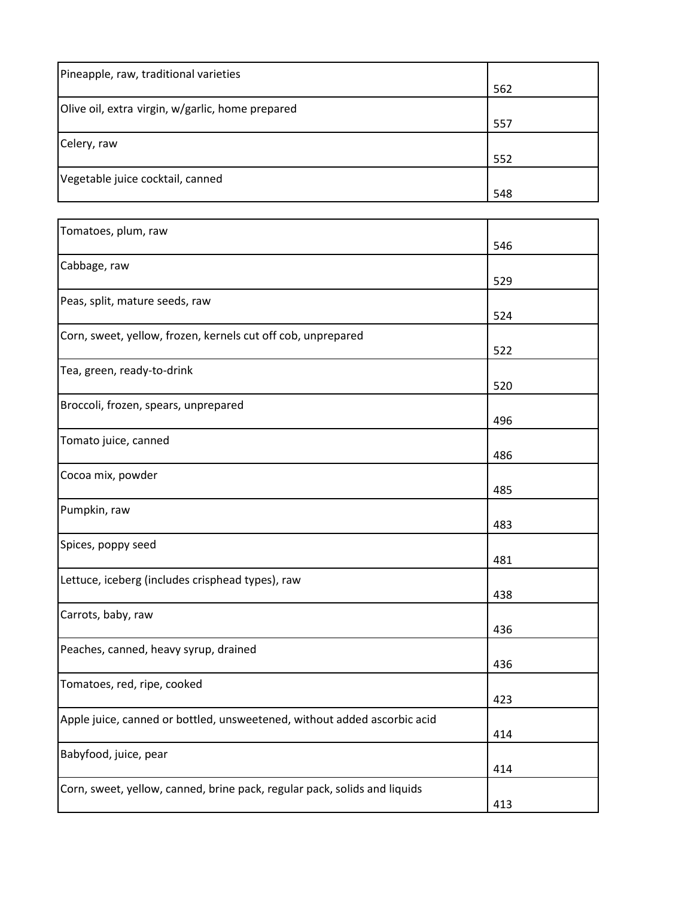| | |
|---|---|
| Pineapple, raw, traditional varieties | 562 |
| Olive oil, extra virgin, w/garlic, home prepared | 557 |
| Celery, raw | 552 |
| Vegetable juice cocktail, canned | 548 |
| Tomatoes, plum, raw | 546 |
| Cabbage, raw | 529 |
| Peas, split, mature seeds, raw | 524 |
| Corn, sweet, yellow, frozen, kernels cut off cob, unprepared | 522 |
| Tea, green, ready-to-drink | 520 |
| Broccoli, frozen, spears, unprepared | 496 |
| Tomato juice, canned | 486 |
| Cocoa mix, powder | 485 |
| Pumpkin, raw | 483 |
| Spices, poppy seed | 481 |
| Lettuce, iceberg (includes crisphead types), raw | 438 |
| Carrots, baby, raw | 436 |
| Peaches, canned, heavy syrup, drained | 436 |
| Tomatoes, red, ripe, cooked | 423 |
| Apple juice, canned or bottled, unsweetened, without added ascorbic acid | 414 |
| Babyfood, juice, pear | 414 |
| Corn, sweet, yellow, canned, brine pack, regular pack, solids and liquids | 413 |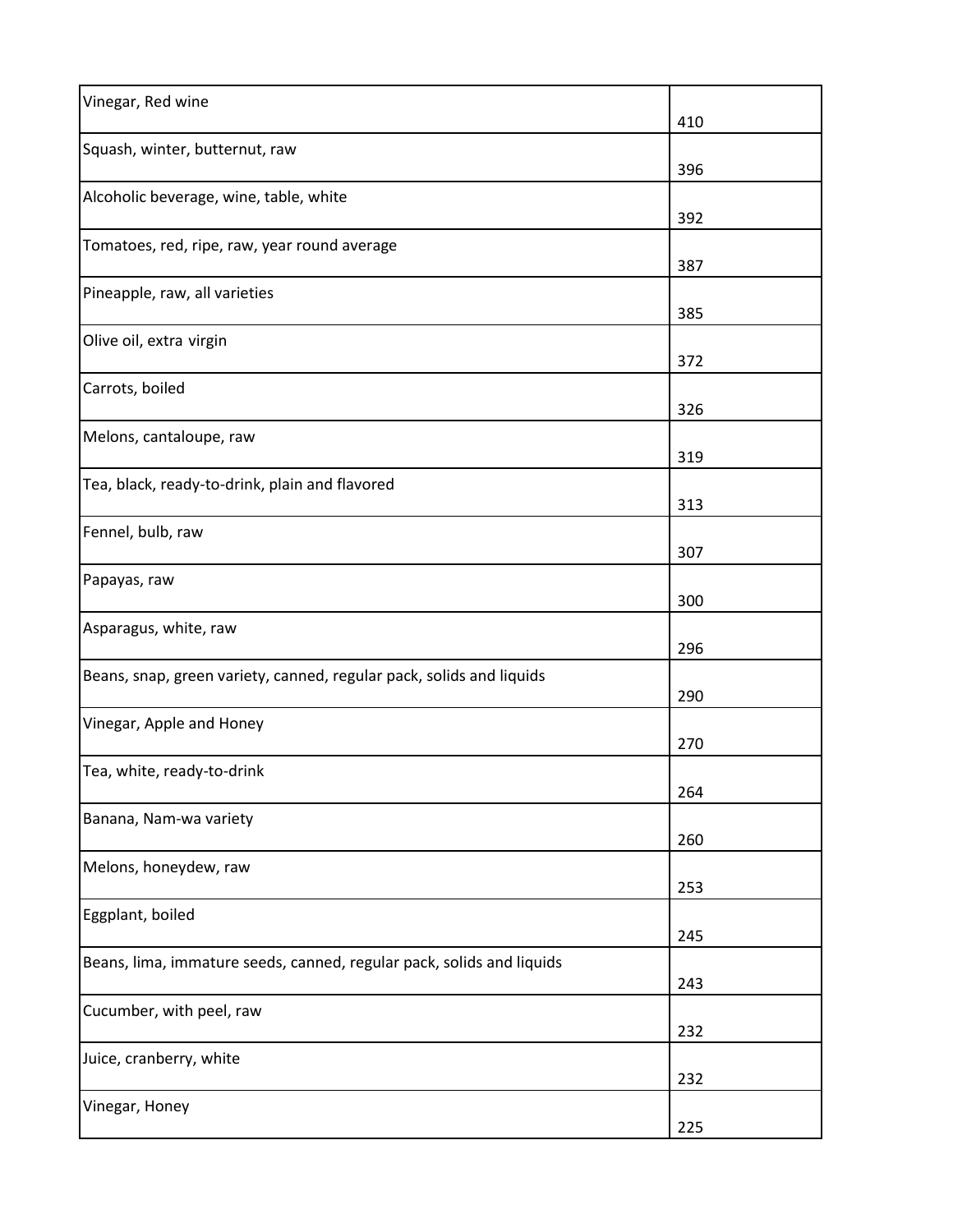| | |
|---|---|
| Vinegar, Red wine | 410 |
| Squash, winter, butternut, raw | 396 |
| Alcoholic beverage, wine, table, white | 392 |
| Tomatoes, red, ripe, raw, year round average | 387 |
| Pineapple, raw, all varieties | 385 |
| Olive oil, extra virgin | 372 |
| Carrots, boiled | 326 |
| Melons, cantaloupe, raw | 319 |
| Tea, black, ready-to-drink, plain and flavored | 313 |
| Fennel, bulb, raw | 307 |
| Papayas, raw | 300 |
| Asparagus, white, raw | 296 |
| Beans, snap, green variety, canned, regular pack, solids and liquids | 290 |
| Vinegar, Apple and Honey | 270 |
| Tea, white, ready-to-drink | 264 |
| Banana, Nam-wa variety | 260 |
| Melons, honeydew, raw | 253 |
| Eggplant, boiled | 245 |
| Beans, lima, immature seeds, canned, regular pack, solids and liquids | 243 |
| Cucumber, with peel, raw | 232 |
| Juice, cranberry, white | 232 |
| Vinegar, Honey | 225 |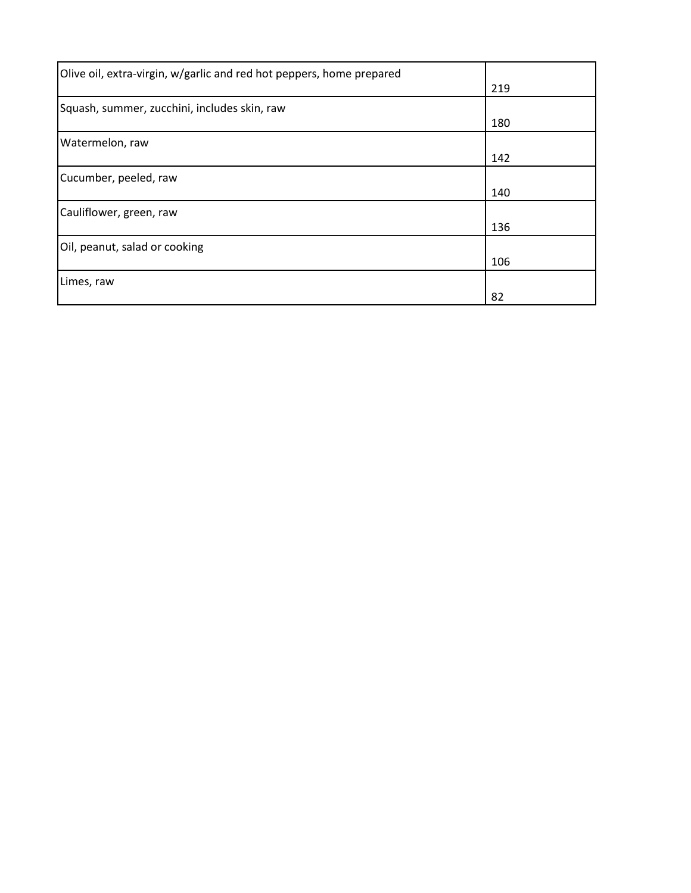| | |
|---|---|
| Olive oil, extra-virgin, w/garlic and red hot peppers, home prepared | 219 |
| Squash, summer, zucchini, includes skin, raw | 180 |
| Watermelon, raw | 142 |
| Cucumber, peeled, raw | 140 |
| Cauliflower, green, raw | 136 |
| Oil, peanut, salad or cooking | 106 |
| Limes, raw | 82 |